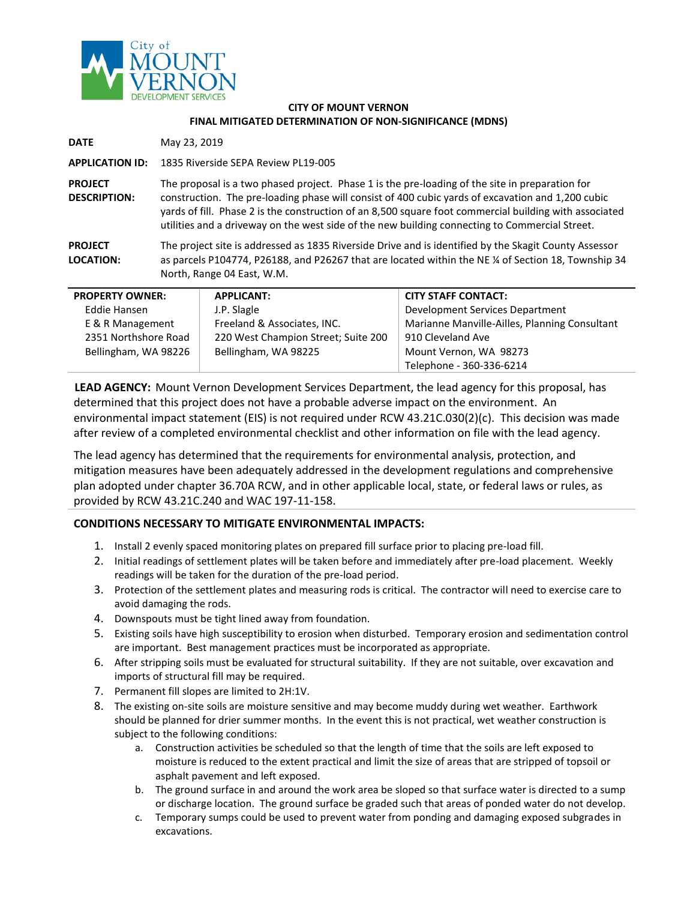City of MOUNT VERNON DEVELOPMENT SERVICES

**CITY OF MOUNT VERNON**
**FINAL MITIGATED DETERMINATION OF NON-SIGNIFICANCE (MDNS)**

**DATE** May 23, 2019

**APPLICATION ID:** 1835 Riverside SEPA Review PL19-005

**PROJECT DESCRIPTION:** The proposal is a two phased project. Phase 1 is the pre-loading of the site in preparation for construction. The pre-loading phase will consist of 400 cubic yards of excavation and 1,200 cubic yards of fill. Phase 2 is the construction of an 8,500 square foot commercial building with associated utilities and a driveway on the west side of the new building connecting to Commercial Street.

**PROJECT LOCATION:** The project site is addressed as 1835 Riverside Drive and is identified by the Skagit County Assessor as parcels P104774, P26188, and P26267 that are located within the NE ¼ of Section 18, Township 34 North, Range 04 East, W.M.

| PROPERTY OWNER: | APPLICANT: | CITY STAFF CONTACT: |
|---|---|---|
| Eddie Hansen | J.P. Slagle | Development Services Department |
| E & R Management | Freeland & Associates, INC. | Marianne Manville-Ailles, Planning Consultant |
| 2351 Northshore Road | 220 West Champion Street; Suite 200 | 910 Cleveland Ave |
| Bellingham, WA 98226 | Bellingham, WA 98225 | Mount Vernon, WA 98273 |
| | | Telephone - 360-336-6214 |

**LEAD AGENCY:** Mount Vernon Development Services Department, the lead agency for this proposal, has determined that this project does not have a probable adverse impact on the environment. An environmental impact statement (EIS) is not required under RCW 43.21C.030(2)(c). This decision was made after review of a completed environmental checklist and other information on file with the lead agency.

The lead agency has determined that the requirements for environmental analysis, protection, and mitigation measures have been adequately addressed in the development regulations and comprehensive plan adopted under chapter 36.70A RCW, and in other applicable local, state, or federal laws or rules, as provided by RCW 43.21C.240 and WAC 197-11-158.

**CONDITIONS NECESSARY TO MITIGATE ENVIRONMENTAL IMPACTS:**

1. Install 2 evenly spaced monitoring plates on prepared fill surface prior to placing pre-load fill.
2. Initial readings of settlement plates will be taken before and immediately after pre-load placement. Weekly readings will be taken for the duration of the pre-load period.
3. Protection of the settlement plates and measuring rods is critical. The contractor will need to exercise care to avoid damaging the rods.
4. Downspouts must be tight lined away from foundation.
5. Existing soils have high susceptibility to erosion when disturbed. Temporary erosion and sedimentation control are important. Best management practices must be incorporated as appropriate.
6. After stripping soils must be evaluated for structural suitability. If they are not suitable, over excavation and imports of structural fill may be required.
7. Permanent fill slopes are limited to 2H:1V.
8. The existing on-site soils are moisture sensitive and may become muddy during wet weather. Earthwork should be planned for drier summer months. In the event this is not practical, wet weather construction is subject to the following conditions:
   a. Construction activities be scheduled so that the length of time that the soils are left exposed to moisture is reduced to the extent practical and limit the size of areas that are stripped of topsoil or asphalt pavement and left exposed.
   b. The ground surface in and around the work area be sloped so that surface water is directed to a sump or discharge location. The ground surface be graded such that areas of ponded water do not develop.
   c. Temporary sumps could be used to prevent water from ponding and damaging exposed subgrades in excavations.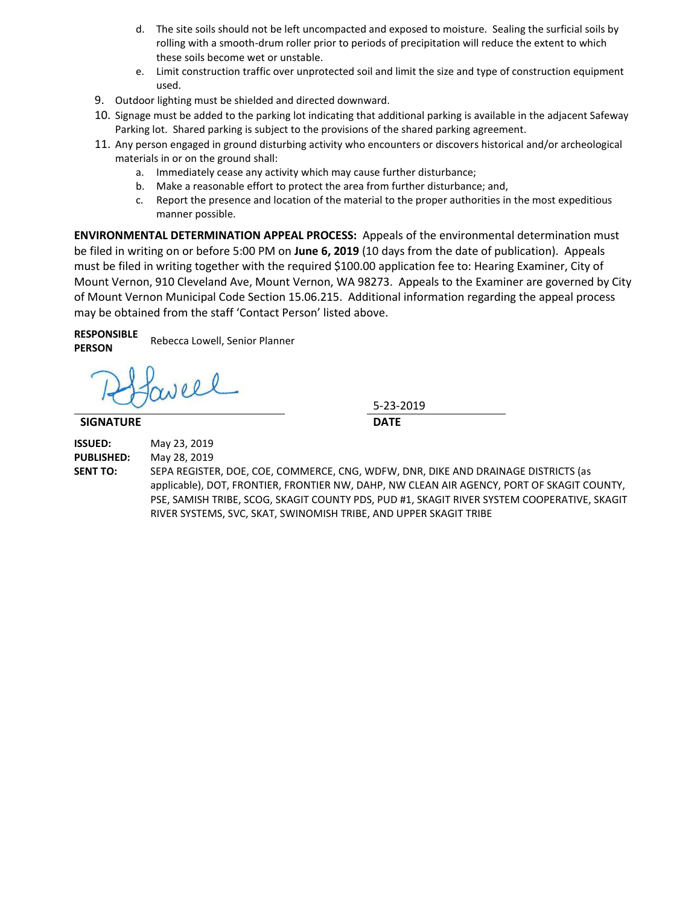d. The site soils should not be left uncompacted and exposed to moisture. Sealing the surficial soils by rolling with a smooth-drum roller prior to periods of precipitation will reduce the extent to which these soils become wet or unstable.
   e. Limit construction traffic over unprotected soil and limit the size and type of construction equipment used.

9. Outdoor lighting must be shielded and directed downward.
10. Signage must be added to the parking lot indicating that additional parking is available in the adjacent Safeway Parking lot. Shared parking is subject to the provisions of the shared parking agreement.
11. Any person engaged in ground disturbing activity who encounters or discovers historical and/or archeological materials in or on the ground shall:
    a. Immediately cease any activity which may cause further disturbance;
    b. Make a reasonable effort to protect the area from further disturbance; and,
    c. Report the presence and location of the material to the proper authorities in the most expeditious manner possible.

**ENVIRONMENTAL DETERMINATION APPEAL PROCESS:** Appeals of the environmental determination must be filed in writing on or before 5:00 PM on **June 6, 2019** (10 days from the date of publication). Appeals must be filed in writing together with the required $100.00 application fee to: Hearing Examiner, City of Mount Vernon, 910 Cleveland Ave, Mount Vernon, WA 98273. Appeals to the Examiner are governed by City of Mount Vernon Municipal Code Section 15.06.215. Additional information regarding the appeal process may be obtained from the staff 'Contact Person' listed above.

**RESPONSIBLE PERSON** Rebecca Lowell, Senior Planner

**SIGNATURE** RLowell

**DATE** 5-23-2019

**ISSUED:** May 23, 2019
**PUBLISHED:** May 28, 2019
**SENT TO:** SEPA REGISTER, DOE, COE, COMMERCE, CNG, WDFW, DNR, DIKE AND DRAINAGE DISTRICTS (as applicable), DOT, FRONTIER, FRONTIER NW, DAHP, NW CLEAN AIR AGENCY, PORT OF SKAGIT COUNTY, PSE, SAMISH TRIBE, SCOG, SKAGIT COUNTY PDS, PUD #1, SKAGIT RIVER SYSTEM COOPERATIVE, SKAGIT RIVER SYSTEMS, SVC, SKAT, SWINOMISH TRIBE, AND UPPER SKAGIT TRIBE